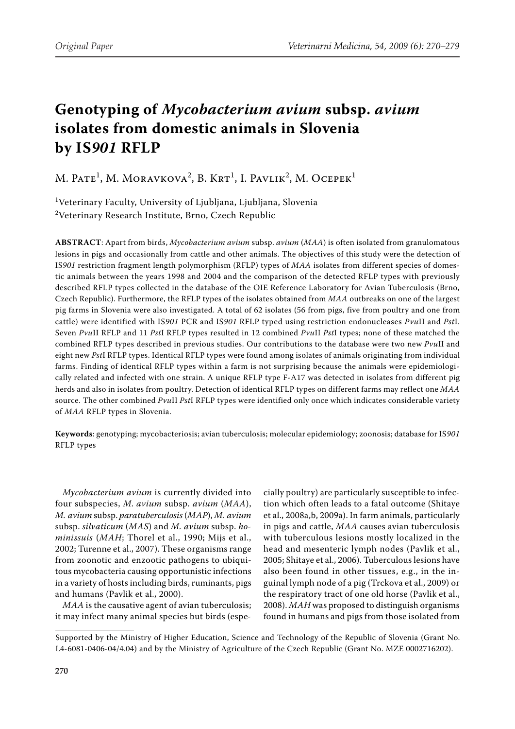Original Paper

# Genotyping of *Mycobacterium avium* subsp. *avium* isolates from domestic animals in Slovenia by IS*901* RFLP

M. Pate[1], M. Moravkova[2], B. Krt[1], I. Pavlik[2], M. Ocepek[1]

[1]Veterinary Faculty, University of Ljubljana, Ljubljana, Slovenia
[2]Veterinary Research Institute, Brno, Czech Republic

**ABSTRACT**: Apart from birds, *Mycobacterium avium* subsp. *avium* (*MAA*) is often isolated from granulomatous lesions in pigs and occasionally from cattle and other animals. The objectives of this study were the detection of IS*901* restriction fragment length polymorphism (RFLP) types of *MAA* isolates from different species of domestic animals between the years 1998 and 2004 and the comparison of the detected RFLP types with previously described RFLP types collected in the database of the OIE Reference Laboratory for Avian Tuberculosis (Brno, Czech Republic). Furthermore, the RFLP types of the isolates obtained from *MAA* outbreaks on one of the largest pig farms in Slovenia were also investigated. A total of 62 isolates (56 from pigs, five from poultry and one from cattle) were identified with IS*901* PCR and IS*901* RFLP typed using restriction endonucleases *Pvu*II and *Pst*I. Seven *Pvu*II RFLP and 11 *Pst*I RFLP types resulted in 12 combined *Pvu*II *Pst*I types; none of these matched the combined RFLP types described in previous studies. Our contributions to the database were two new *Pvu*II and eight new *Pst*I RFLP types. Identical RFLP types were found among isolates of animals originating from individual farms. Finding of identical RFLP types within a farm is not surprising because the animals were epidemiologically related and infected with one strain. A unique RFLP type F-A17 was detected in isolates from different pig herds and also in isolates from poultry. Detection of identical RFLP types on different farms may reflect one *MAA* source. The other combined *Pvu*II *Pst*I RFLP types were identified only once which indicates considerable variety of *MAA* RFLP types in Slovenia.

**Keywords**: genotyping; mycobacteriosis; avian tuberculosis; molecular epidemiology; zoonosis; database for IS*901* RFLP types

*Mycobacterium avium* is currently divided into four subspecies, *M. avium* subsp. *avium* (*MAA*), *M. avium* subsp. *paratuberculosis* (*MAP*), *M. avium* subsp. *silvaticum* (*MAS*) and *M. avium* subsp. *hominissuis* (*MAH*; Thorel et al., 1990; Mijs et al., 2002; Turenne et al., 2007). These organisms range from zoonotic and enzootic pathogens to ubiquitous mycobacteria causing opportunistic infections in a variety of hosts including birds, ruminants, pigs and humans (Pavlik et al., 2000).

*MAA* is the causative agent of avian tuberculosis; it may infect many animal species but birds (especially poultry) are particularly susceptible to infection which often leads to a fatal outcome (Shitaye et al., 2008a,b, 2009a). In farm animals, particularly in pigs and cattle, *MAA* causes avian tuberculosis with tuberculous lesions mostly localized in the head and mesenteric lymph nodes (Pavlik et al., 2005; Shitaye et al., 2006). Tuberculous lesions have also been found in other tissues, e.g., in the inguinal lymph node of a pig (Trckova et al., 2009) or the respiratory tract of one old horse (Pavlik et al., 2008). *MAH* was proposed to distinguish organisms found in humans and pigs from those isolated from

Supported by the Ministry of Higher Education, Science and Technology of the Republic of Slovenia (Grant No. L4-6081-0406-04/4.04) and by the Ministry of Agriculture of the Czech Republic (Grant No. MZE 0002716202).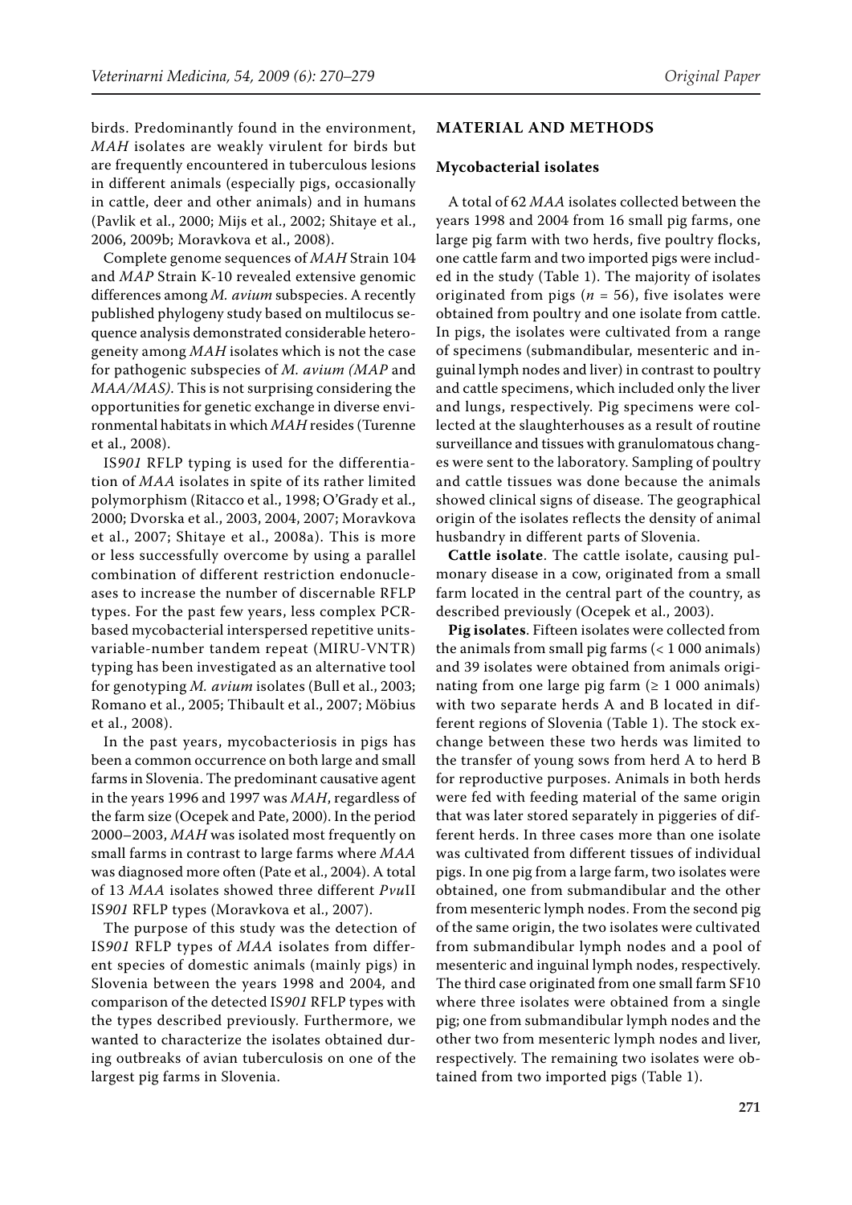birds. Predominantly found in the environment, *MAH* isolates are weakly virulent for birds but are frequently encountered in tuberculous lesions in different animals (especially pigs, occasionally in cattle, deer and other animals) and in humans (Pavlik et al., 2000; Mijs et al., 2002; Shitaye et al., 2006, 2009b; Moravkova et al., 2008).

Complete genome sequences of *MAH* Strain 104 and *MAP* Strain K-10 revealed extensive genomic differences among *M. avium* subspecies. A recently published phylogeny study based on multilocus sequence analysis demonstrated considerable heterogeneity among *MAH* isolates which is not the case for pathogenic subspecies of *M. avium (MAP* and *MAA/MAS)*. This is not surprising considering the opportunities for genetic exchange in diverse environmental habitats in which *MAH* resides (Turenne et al., 2008).

IS*901* RFLP typing is used for the differentiation of *MAA* isolates in spite of its rather limited polymorphism (Ritacco et al., 1998; O'Grady et al., 2000; Dvorska et al., 2003, 2004, 2007; Moravkova et al., 2007; Shitaye et al., 2008a). This is more or less successfully overcome by using a parallel combination of different restriction endonucleases to increase the number of discernable RFLP types. For the past few years, less complex PCR-based mycobacterial interspersed repetitive units-variable-number tandem repeat (MIRU-VNTR) typing has been investigated as an alternative tool for genotyping *M. avium* isolates (Bull et al., 2003; Romano et al., 2005; Thibault et al., 2007; Möbius et al., 2008).

In the past years, mycobacteriosis in pigs has been a common occurrence on both large and small farms in Slovenia. The predominant causative agent in the years 1996 and 1997 was *MAH*, regardless of the farm size (Ocepek and Pate, 2000). In the period 2000–2003, *MAH* was isolated most frequently on small farms in contrast to large farms where *MAA* was diagnosed more often (Pate et al., 2004). A total of 13 *MAA* isolates showed three different *Pvu*II IS*901* RFLP types (Moravkova et al., 2007).

The purpose of this study was the detection of IS*901* RFLP types of *MAA* isolates from different species of domestic animals (mainly pigs) in Slovenia between the years 1998 and 2004, and comparison of the detected IS*901* RFLP types with the types described previously. Furthermore, we wanted to characterize the isolates obtained during outbreaks of avian tuberculosis on one of the largest pig farms in Slovenia.

## MATERIAL AND METHODS

### Mycobacterial isolates

A total of 62 *MAA* isolates collected between the years 1998 and 2004 from 16 small pig farms, one large pig farm with two herds, five poultry flocks, one cattle farm and two imported pigs were included in the study (Table 1). The majority of isolates originated from pigs ($n = 56$), five isolates were obtained from poultry and one isolate from cattle. In pigs, the isolates were cultivated from a range of specimens (submandibular, mesenteric and inguinal lymph nodes and liver) in contrast to poultry and cattle specimens, which included only the liver and lungs, respectively. Pig specimens were collected at the slaughterhouses as a result of routine surveillance and tissues with granulomatous changes were sent to the laboratory. Sampling of poultry and cattle tissues was done because the animals showed clinical signs of disease. The geographical origin of the isolates reflects the density of animal husbandry in different parts of Slovenia.

**Cattle isolate**. The cattle isolate, causing pulmonary disease in a cow, originated from a small farm located in the central part of the country, as described previously (Ocepek et al., 2003).

**Pig isolates**. Fifteen isolates were collected from the animals from small pig farms (< 1 000 animals) and 39 isolates were obtained from animals originating from one large pig farm (≥ 1 000 animals) with two separate herds A and B located in different regions of Slovenia (Table 1). The stock exchange between these two herds was limited to the transfer of young sows from herd A to herd B for reproductive purposes. Animals in both herds were fed with feeding material of the same origin that was later stored separately in piggeries of different herds. In three cases more than one isolate was cultivated from different tissues of individual pigs. In one pig from a large farm, two isolates were obtained, one from submandibular and the other from mesenteric lymph nodes. From the second pig of the same origin, the two isolates were cultivated from submandibular lymph nodes and a pool of mesenteric and inguinal lymph nodes, respectively. The third case originated from one small farm SF10 where three isolates were obtained from a single pig; one from submandibular lymph nodes and the other two from mesenteric lymph nodes and liver, respectively. The remaining two isolates were obtained from two imported pigs (Table 1).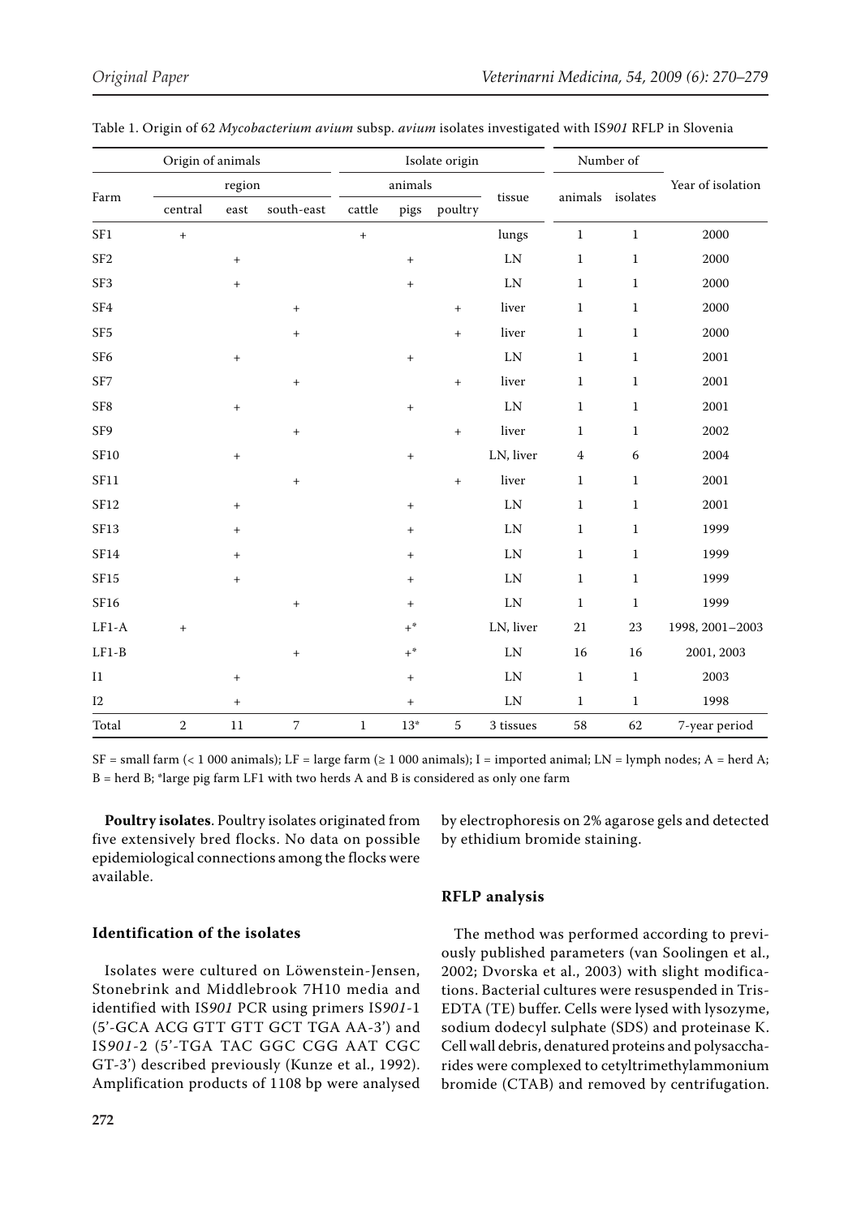Table 1. Origin of 62 *Mycobacterium avium* subsp. *avium* isolates investigated with IS*901* RFLP in Slovenia

| Farm | Origin of animals | | | Isolate origin | | | | Number of | | Year of isolation |
|---|---|---|---|---|---|---|---|---|---|---|
| | region | | | animals | | | tissue | animals | isolates | |
| | central | east | south-east | cattle | pigs | poultry | | | | |
| SF1 | + | | | + | | | lungs | 1 | 1 | 2000 |
| SF2 | | + | | | + | | LN | 1 | 1 | 2000 |
| SF3 | | + | | | + | | LN | 1 | 1 | 2000 |
| SF4 | | | + | | | + | liver | 1 | 1 | 2000 |
| SF5 | | | + | | | + | liver | 1 | 1 | 2000 |
| SF6 | | + | | | + | | LN | 1 | 1 | 2001 |
| SF7 | | | + | | | + | liver | 1 | 1 | 2001 |
| SF8 | | + | | | + | | LN | 1 | 1 | 2001 |
| SF9 | | | + | | | + | liver | 1 | 1 | 2002 |
| SF10 | | + | | | + | | LN, liver | 4 | 6 | 2004 |
| SF11 | | | + | | | + | liver | 1 | 1 | 2001 |
| SF12 | | + | | | + | | LN | 1 | 1 | 2001 |
| SF13 | | + | | | + | | LN | 1 | 1 | 1999 |
| SF14 | | + | | | + | | LN | 1 | 1 | 1999 |
| SF15 | | + | | | + | | LN | 1 | 1 | 1999 |
| SF16 | | | + | | + | | LN | 1 | 1 | 1999 |
| LF1-A | + | | | | +* | | LN, liver | 21 | 23 | 1998, 2001–2003 |
| LF1-B | | | + | | +* | | LN | 16 | 16 | 2001, 2003 |
| I1 | | + | | | + | | LN | 1 | 1 | 2003 |
| I2 | | + | | | + | | LN | 1 | 1 | 1998 |
| Total | 2 | 11 | 7 | 1 | 13* | 5 | 3 tissues | 58 | 62 | 7-year period |

SF = small farm (< 1 000 animals); LF = large farm (≥ 1 000 animals); I = imported animal; LN = lymph nodes; A = herd A; B = herd B; *large pig farm LF1 with two herds A and B is considered as only one farm

**Poultry isolates**. Poultry isolates originated from five extensively bred flocks. No data on possible epidemiological connections among the flocks were available.

### Identification of the isolates

Isolates were cultured on Löwenstein-Jensen, Stonebrink and Middlebrook 7H10 media and identified with IS*901* PCR using primers IS*901*-1 (5'-GCA ACG GTT GTT GCT TGA AA-3') and IS*901*-2 (5'-TGA TAC GGC CGG AAT CGC GT-3') described previously (Kunze et al., 1992). Amplification products of 1108 bp were analysed by electrophoresis on 2% agarose gels and detected by ethidium bromide staining.

### RFLP analysis

The method was performed according to previously published parameters (van Soolingen et al., 2002; Dvorska et al., 2003) with slight modifications. Bacterial cultures were resuspended in Tris-EDTA (TE) buffer. Cells were lysed with lysozyme, sodium dodecyl sulphate (SDS) and proteinase K. Cell wall debris, denatured proteins and polysaccharides were complexed to cetyltrimethylammonium bromide (CTAB) and removed by centrifugation.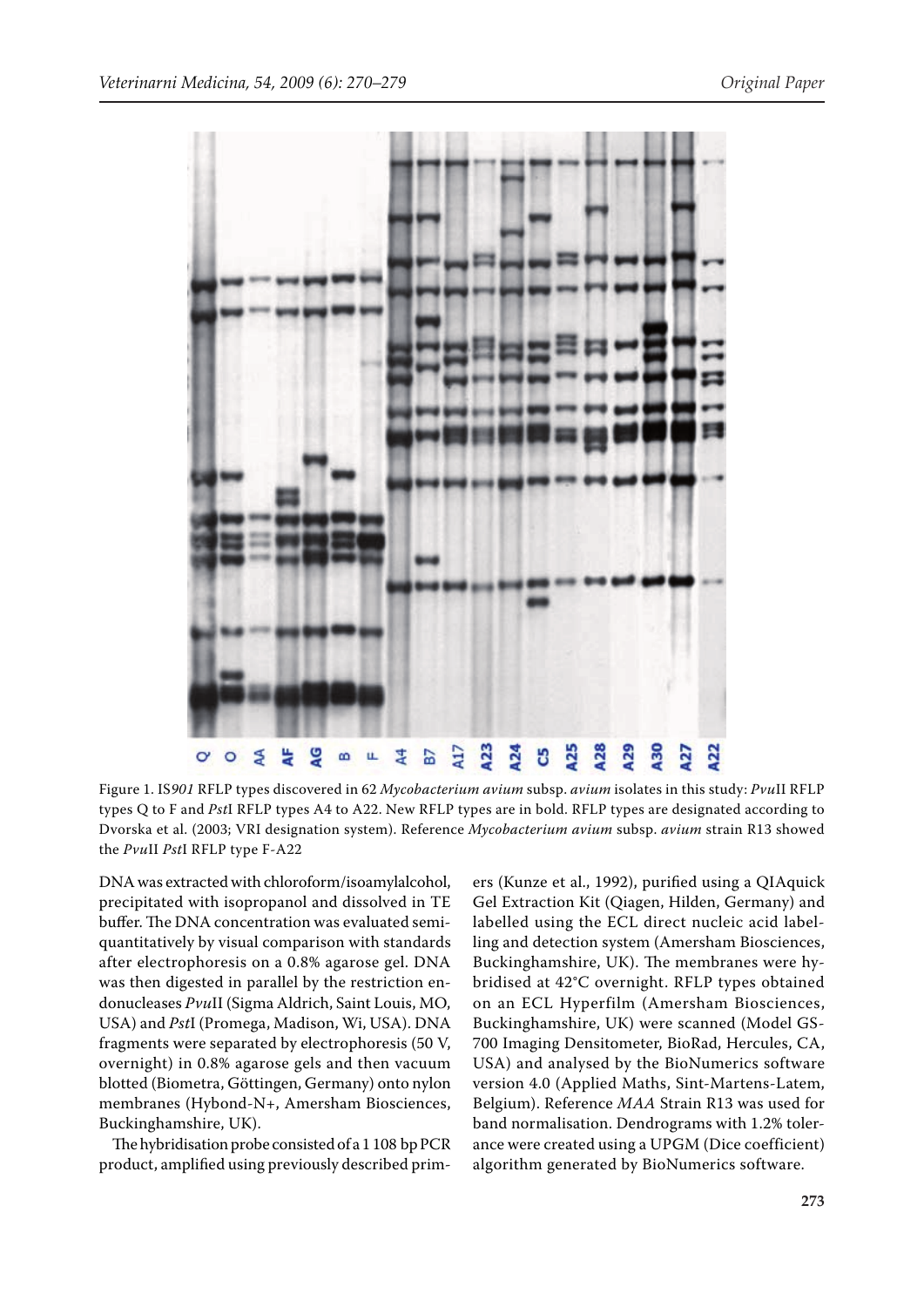Figure 1. IS*901* RFLP types discovered in 62 *Mycobacterium avium* subsp. *avium* isolates in this study: *Pvu*II RFLP types Q to F and *Pst*I RFLP types A4 to A22. New RFLP types are in bold. RFLP types are designated according to Dvorska et al. (2003; VRI designation system). Reference *Mycobacterium avium* subsp. *avium* strain R13 showed the *Pvu*II *Pst*I RFLP type F-A22

DNA was extracted with chloroform/isoamylalcohol, precipitated with isopropanol and dissolved in TE buffer. The DNA concentration was evaluated semi-quantitatively by visual comparison with standards after electrophoresis on a 0.8% agarose gel. DNA was then digested in parallel by the restriction endonucleases *Pvu*II (Sigma Aldrich, Saint Louis, MO, USA) and *Pst*I (Promega, Madison, Wi, USA). DNA fragments were separated by electrophoresis (50 V, overnight) in 0.8% agarose gels and then vacuum blotted (Biometra, Göttingen, Germany) onto nylon membranes (Hybond-N+, Amersham Biosciences, Buckinghamshire, UK).

The hybridisation probe consisted of a 1 108 bp PCR product, amplified using previously described primers (Kunze et al., 1992), purified using a QIAquick Gel Extraction Kit (Qiagen, Hilden, Germany) and labelled using the ECL direct nucleic acid labelling and detection system (Amersham Biosciences, Buckinghamshire, UK). The membranes were hybridised at 42°C overnight. RFLP types obtained on an ECL Hyperfilm (Amersham Biosciences, Buckinghamshire, UK) were scanned (Model GS-700 Imaging Densitometer, BioRad, Hercules, CA, USA) and analysed by the BioNumerics software version 4.0 (Applied Maths, Sint-Martens-Latem, Belgium). Reference *MAA* Strain R13 was used for band normalisation. Dendrograms with 1.2% tolerance were created using a UPGM (Dice coefficient) algorithm generated by BioNumerics software.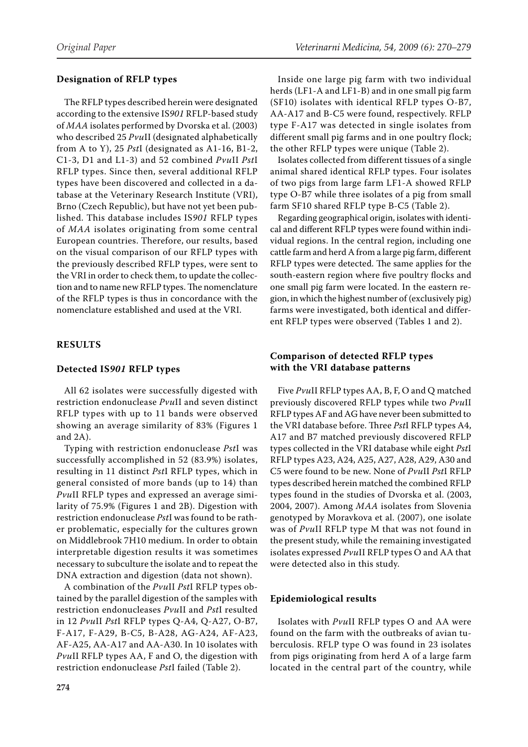### Designation of RFLP types

The RFLP types described herein were designated according to the extensive IS*901* RFLP-based study of *MAA* isolates performed by Dvorska et al. (2003) who described 25 *Pvu*II (designated alphabetically from A to Y), 25 *Pst*I (designated as A1-16, B1-2, C1-3, D1 and L1-3) and 52 combined *Pvu*II *Pst*I RFLP types. Since then, several additional RFLP types have been discovered and collected in a database at the Veterinary Research Institute (VRI), Brno (Czech Republic), but have not yet been published. This database includes IS*901* RFLP types of *MAA* isolates originating from some central European countries. Therefore, our results, based on the visual comparison of our RFLP types with the previously described RFLP types, were sent to the VRI in order to check them, to update the collection and to name new RFLP types. The nomenclature of the RFLP types is thus in concordance with the nomenclature established and used at the VRI.

## RESULTS

### Detected IS*901* RFLP types

All 62 isolates were successfully digested with restriction endonuclease *Pvu*II and seven distinct RFLP types with up to 11 bands were observed showing an average similarity of 83% (Figures 1 and 2A).

Typing with restriction endonuclease *Pst*I was successfully accomplished in 52 (83.9%) isolates, resulting in 11 distinct *Pst*I RFLP types, which in general consisted of more bands (up to 14) than *Pvu*II RFLP types and expressed an average similarity of 75.9% (Figures 1 and 2B). Digestion with restriction endonuclease *Pst*I was found to be rather problematic, especially for the cultures grown on Middlebrook 7H10 medium. In order to obtain interpretable digestion results it was sometimes necessary to subculture the isolate and to repeat the DNA extraction and digestion (data not shown).

A combination of the *Pvu*II *Pst*I RFLP types obtained by the parallel digestion of the samples with restriction endonucleases *Pvu*II and *Pst*I resulted in 12 *Pvu*II *Pst*I RFLP types Q-A4, Q-A27, O-B7, F-A17, F-A29, B-C5, B-A28, AG-A24, AF-A23, AF-A25, AA-A17 and AA-A30. In 10 isolates with *Pvu*II RFLP types AA, F and O, the digestion with restriction endonuclease *Pst*I failed (Table 2).

Inside one large pig farm with two individual herds (LF1-A and LF1-B) and in one small pig farm (SF10) isolates with identical RFLP types O-B7, AA-A17 and B-C5 were found, respectively. RFLP type F-A17 was detected in single isolates from different small pig farms and in one poultry flock; the other RFLP types were unique (Table 2).

Isolates collected from different tissues of a single animal shared identical RFLP types. Four isolates of two pigs from large farm LF1-A showed RFLP type O-B7 while three isolates of a pig from small farm SF10 shared RFLP type B-C5 (Table 2).

Regarding geographical origin, isolates with identical and different RFLP types were found within individual regions. In the central region, including one cattle farm and herd A from a large pig farm, different RFLP types were detected. The same applies for the south-eastern region where five poultry flocks and one small pig farm were located. In the eastern region, in which the highest number of (exclusively pig) farms were investigated, both identical and different RFLP types were observed (Tables 1 and 2).

### Comparison of detected RFLP types with the VRI database patterns

Five *Pvu*II RFLP types AA, B, F, O and Q matched previously discovered RFLP types while two *Pvu*II RFLP types AF and AG have never been submitted to the VRI database before. Three *Pst*I RFLP types A4, A17 and B7 matched previously discovered RFLP types collected in the VRI database while eight *Pst*I RFLP types A23, A24, A25, A27, A28, A29, A30 and C5 were found to be new. None of *Pvu*II *Pst*I RFLP types described herein matched the combined RFLP types found in the studies of Dvorska et al. (2003, 2004, 2007). Among *MAA* isolates from Slovenia genotyped by Moravkova et al. (2007), one isolate was of *Pvu*II RFLP type M that was not found in the present study, while the remaining investigated isolates expressed *Pvu*II RFLP types O and AA that were detected also in this study.

### Epidemiological results

Isolates with *Pvu*II RFLP types O and AA were found on the farm with the outbreaks of avian tuberculosis. RFLP type O was found in 23 isolates from pigs originating from herd A of a large farm located in the central part of the country, while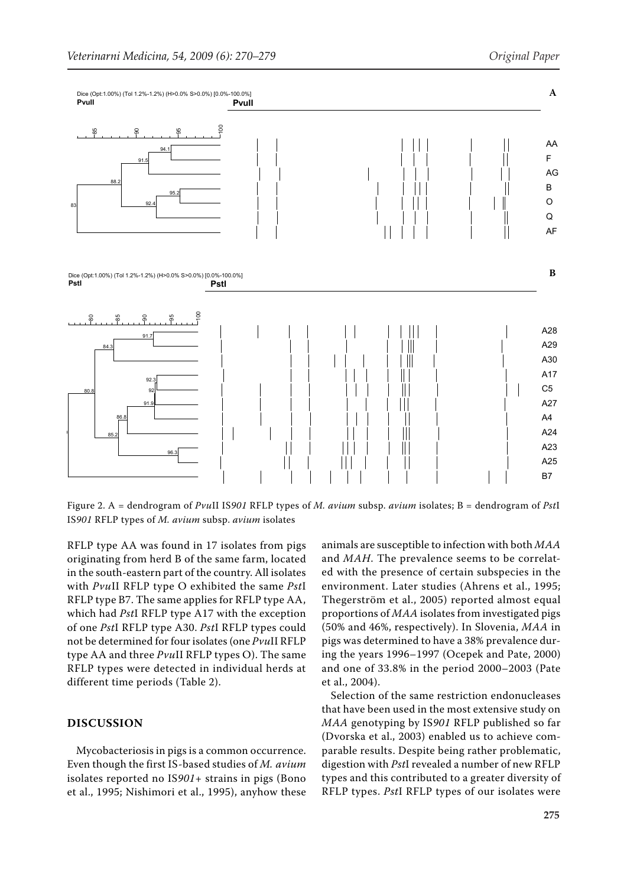Figure 2. A = dendrogram of *Pvu*II IS*901* RFLP types of *M. avium* subsp. *avium* isolates; B = dendrogram of *Pst*I IS*901* RFLP types of *M. avium* subsp. *avium* isolates

RFLP type AA was found in 17 isolates from pigs originating from herd B of the same farm, located in the south-eastern part of the country. All isolates with *Pvu*II RFLP type O exhibited the same *Pst*I RFLP type B7. The same applies for RFLP type AA, which had *Pst*I RFLP type A17 with the exception of one *Pst*I RFLP type A30. *Pst*I RFLP types could not be determined for four isolates (one *Pvu*II RFLP type AA and three *Pvu*II RFLP types O). The same RFLP types were detected in individual herds at different time periods (Table 2).

## DISCUSSION

Mycobacteriosis in pigs is a common occurrence. Even though the first IS-based studies of *M. avium* isolates reported no IS*901*+ strains in pigs (Bono et al., 1995; Nishimori et al., 1995), anyhow these animals are susceptible to infection with both *MAA* and *MAH*. The prevalence seems to be correlated with the presence of certain subspecies in the environment. Later studies (Ahrens et al., 1995; Thegerström et al., 2005) reported almost equal proportions of *MAA* isolates from investigated pigs (50% and 46%, respectively). In Slovenia, *MAA* in pigs was determined to have a 38% prevalence during the years 1996–1997 (Ocepek and Pate, 2000) and one of 33.8% in the period 2000–2003 (Pate et al., 2004).

Selection of the same restriction endonucleases that have been used in the most extensive study on *MAA* genotyping by IS*901* RFLP published so far (Dvorska et al., 2003) enabled us to achieve comparable results. Despite being rather problematic, digestion with *Pst*I revealed a number of new RFLP types and this contributed to a greater diversity of RFLP types. *Pst*I RFLP types of our isolates were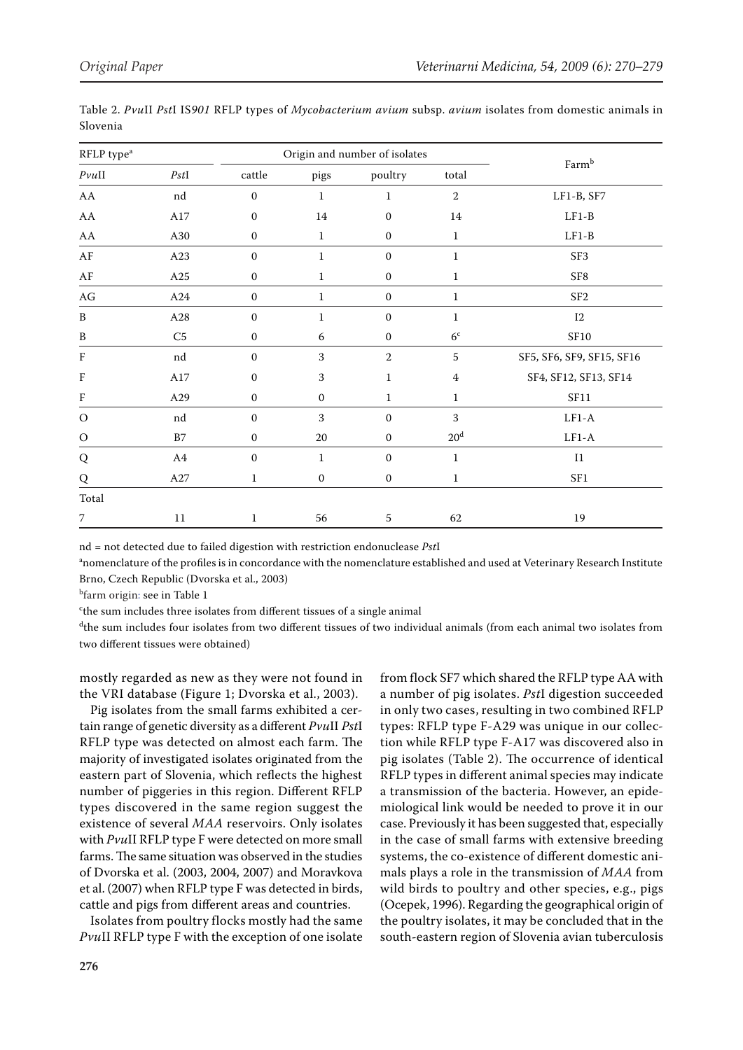Table 2. *Pvu*II *Pst*I IS*901* RFLP types of *Mycobacterium avium* subsp. *avium* isolates from domestic animals in Slovenia

| RFLP type[a] | | Origin and number of isolates | | | | Farm[b] |
|---|---|---|---|---|---|---|
| *Pvu*II | *Pst*I | cattle | pigs | poultry | total | |
| AA | nd | 0 | 1 | 1 | 2 | LF1-B, SF7 |
| AA | A17 | 0 | 14 | 0 | 14 | LF1-B |
| AA | A30 | 0 | 1 | 0 | 1 | LF1-B |
| AF | A23 | 0 | 1 | 0 | 1 | SF3 |
| AF | A25 | 0 | 1 | 0 | 1 | SF8 |
| AG | A24 | 0 | 1 | 0 | 1 | SF2 |
| B | A28 | 0 | 1 | 0 | 1 | I2 |
| B | C5 | 0 | 6 | 0 | 6[c] | SF10 |
| F | nd | 0 | 3 | 2 | 5 | SF5, SF6, SF9, SF15, SF16 |
| F | A17 | 0 | 3 | 1 | 4 | SF4, SF12, SF13, SF14 |
| F | A29 | 0 | 0 | 1 | 1 | SF11 |
| O | nd | 0 | 3 | 0 | 3 | LF1-A |
| O | B7 | 0 | 20 | 0 | 20[d] | LF1-A |
| Q | A4 | 0 | 1 | 0 | 1 | I1 |
| Q | A27 | 1 | 0 | 0 | 1 | SF1 |
| Total | | | | | | |
| 7 | 11 | 1 | 56 | 5 | 62 | 19 |

nd = not detected due to failed digestion with restriction endonuclease *Pst*I

[a]nomenclature of the profiles is in concordance with the nomenclature established and used at Veterinary Research Institute Brno, Czech Republic (Dvorska et al., 2003)

[b]farm origin: see in Table 1

[c]the sum includes three isolates from different tissues of a single animal

[d]the sum includes four isolates from two different tissues of two individual animals (from each animal two isolates from two different tissues were obtained)

mostly regarded as new as they were not found in the VRI database (Figure 1; Dvorska et al., 2003).

Pig isolates from the small farms exhibited a certain range of genetic diversity as a different *Pvu*II *Pst*I RFLP type was detected on almost each farm. The majority of investigated isolates originated from the eastern part of Slovenia, which reflects the highest number of piggeries in this region. Different RFLP types discovered in the same region suggest the existence of several *MAA* reservoirs. Only isolates with *Pvu*II RFLP type F were detected on more small farms. The same situation was observed in the studies of Dvorska et al. (2003, 2004, 2007) and Moravkova et al. (2007) when RFLP type F was detected in birds, cattle and pigs from different areas and countries.

Isolates from poultry flocks mostly had the same *Pvu*II RFLP type F with the exception of one isolate from flock SF7 which shared the RFLP type AA with a number of pig isolates. *Pst*I digestion succeeded in only two cases, resulting in two combined RFLP types: RFLP type F-A29 was unique in our collection while RFLP type F-A17 was discovered also in pig isolates (Table 2). The occurrence of identical RFLP types in different animal species may indicate a transmission of the bacteria. However, an epidemiological link would be needed to prove it in our case. Previously it has been suggested that, especially in the case of small farms with extensive breeding systems, the co-existence of different domestic animals plays a role in the transmission of *MAA* from wild birds to poultry and other species, e.g., pigs (Ocepek, 1996). Regarding the geographical origin of the poultry isolates, it may be concluded that in the south-eastern region of Slovenia avian tuberculosis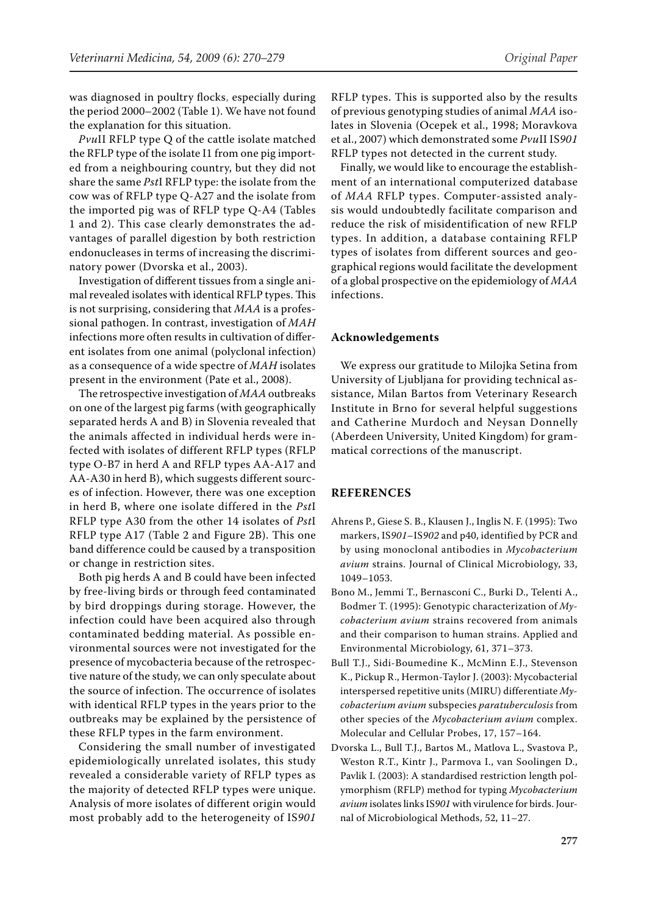was diagnosed in poultry flocks, especially during the period 2000–2002 (Table 1). We have not found the explanation for this situation.

*Pvu*II RFLP type Q of the cattle isolate matched the RFLP type of the isolate I1 from one pig imported from a neighbouring country, but they did not share the same *Pst*I RFLP type: the isolate from the cow was of RFLP type Q-A27 and the isolate from the imported pig was of RFLP type Q-A4 (Tables 1 and 2). This case clearly demonstrates the advantages of parallel digestion by both restriction endonucleases in terms of increasing the discriminatory power (Dvorska et al., 2003).

Investigation of different tissues from a single animal revealed isolates with identical RFLP types. This is not surprising, considering that *MAA* is a professional pathogen. In contrast, investigation of *MAH* infections more often results in cultivation of different isolates from one animal (polyclonal infection) as a consequence of a wide spectre of *MAH* isolates present in the environment (Pate et al., 2008).

The retrospective investigation of *MAA* outbreaks on one of the largest pig farms (with geographically separated herds A and B) in Slovenia revealed that the animals affected in individual herds were infected with isolates of different RFLP types (RFLP type O-B7 in herd A and RFLP types AA-A17 and AA-A30 in herd B), which suggests different sources of infection. However, there was one exception in herd B, where one isolate differed in the *Pst*I RFLP type A30 from the other 14 isolates of *Pst*I RFLP type A17 (Table 2 and Figure 2B). This one band difference could be caused by a transposition or change in restriction sites.

Both pig herds A and B could have been infected by free-living birds or through feed contaminated by bird droppings during storage. However, the infection could have been acquired also through contaminated bedding material. As possible environmental sources were not investigated for the presence of mycobacteria because of the retrospective nature of the study, we can only speculate about the source of infection. The occurrence of isolates with identical RFLP types in the years prior to the outbreaks may be explained by the persistence of these RFLP types in the farm environment.

Considering the small number of investigated epidemiologically unrelated isolates, this study revealed a considerable variety of RFLP types as the majority of detected RFLP types were unique. Analysis of more isolates of different origin would most probably add to the heterogeneity of IS*901* RFLP types. This is supported also by the results of previous genotyping studies of animal *MAA* isolates in Slovenia (Ocepek et al., 1998; Moravkova et al., 2007) which demonstrated some *Pvu*II IS*901* RFLP types not detected in the current study.

Finally, we would like to encourage the establishment of an international computerized database of *MAA* RFLP types. Computer-assisted analysis would undoubtedly facilitate comparison and reduce the risk of misidentification of new RFLP types. In addition, a database containing RFLP types of isolates from different sources and geographical regions would facilitate the development of a global prospective on the epidemiology of *MAA* infections.

## Acknowledgements

We express our gratitude to Milojka Setina from University of Ljubljana for providing technical assistance, Milan Bartos from Veterinary Research Institute in Brno for several helpful suggestions and Catherine Murdoch and Neysan Donnelly (Aberdeen University, United Kingdom) for grammatical corrections of the manuscript.

## REFERENCES

Ahrens P., Giese S. B., Klausen J., Inglis N. F. (1995): Two markers, IS*901*–IS*902* and p40, identified by PCR and by using monoclonal antibodies in *Mycobacterium avium* strains. Journal of Clinical Microbiology, 33, 1049–1053.

Bono M., Jemmi T., Bernasconi C., Burki D., Telenti A., Bodmer T. (1995): Genotypic characterization of *Mycobacterium avium* strains recovered from animals and their comparison to human strains. Applied and Environmental Microbiology, 61, 371–373.

Bull T.J., Sidi-Boumedine K., McMinn E.J., Stevenson K., Pickup R., Hermon-Taylor J. (2003): Mycobacterial interspersed repetitive units (MIRU) differentiate *Mycobacterium avium* subspecies *paratuberculosis* from other species of the *Mycobacterium avium* complex. Molecular and Cellular Probes, 17, 157–164.

Dvorska L., Bull T.J., Bartos M., Matlova L., Svastova P., Weston R.T., Kintr J., Parmova I., van Soolingen D., Pavlik I. (2003): A standardised restriction length polymorphism (RFLP) method for typing *Mycobacterium avium* isolates links IS*901* with virulence for birds. Journal of Microbiological Methods, 52, 11–27.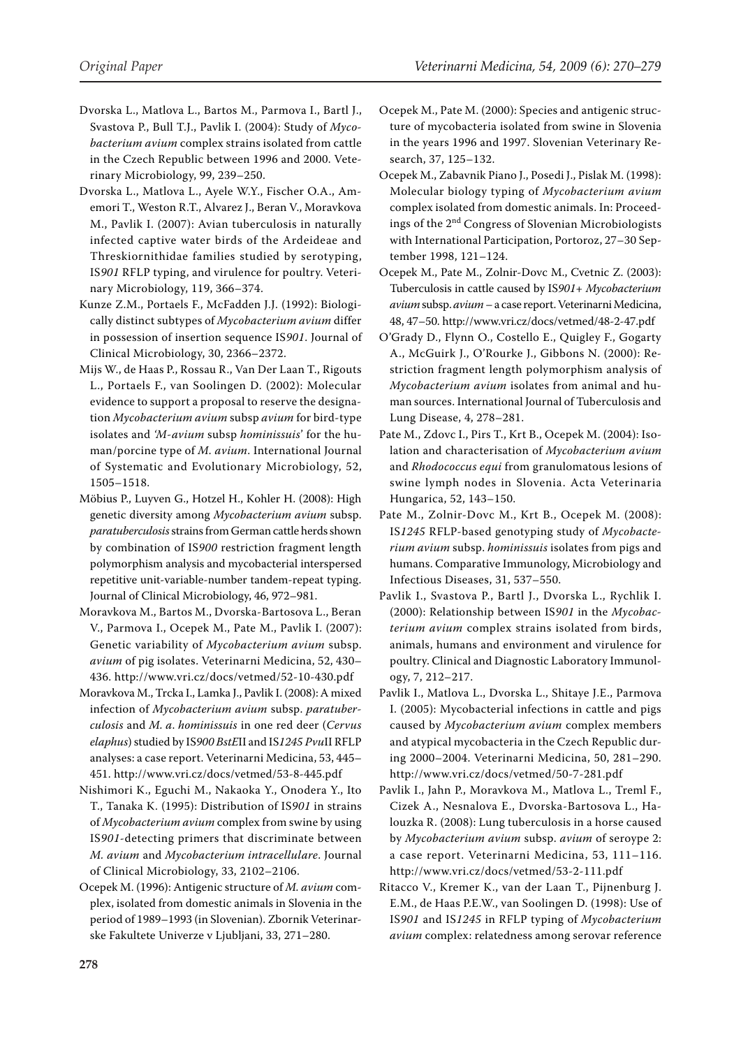Dvorska L., Matlova L., Bartos M., Parmova I., Bartl J., Svastova P., Bull T.J., Pavlik I. (2004): Study of *Mycobacterium avium* complex strains isolated from cattle in the Czech Republic between 1996 and 2000. Veterinary Microbiology, 99, 239–250.

Dvorska L., Matlova L., Ayele W.Y., Fischer O.A., Amemori T., Weston R.T., Alvarez J., Beran V., Moravkova M., Pavlik I. (2007): Avian tuberculosis in naturally infected captive water birds of the Ardeideae and Threskiornithidae families studied by serotyping, IS*901* RFLP typing, and virulence for poultry. Veterinary Microbiology, 119, 366–374.

Kunze Z.M., Portaels F., McFadden J.J. (1992): Biologically distinct subtypes of *Mycobacterium avium* differ in possession of insertion sequence IS*901*. Journal of Clinical Microbiology, 30, 2366–2372.

Mijs W., de Haas P., Rossau R., Van Der Laan T., Rigouts L., Portaels F., van Soolingen D. (2002): Molecular evidence to support a proposal to reserve the designation *Mycobacterium avium* subsp *avium* for bird-type isolates and *'M-avium* subsp *hominissuis*' for the human/porcine type of *M. avium*. International Journal of Systematic and Evolutionary Microbiology, 52, 1505–1518.

Möbius P., Luyven G., Hotzel H., Kohler H. (2008): High genetic diversity among *Mycobacterium avium* subsp. *paratuberculosis* strains from German cattle herds shown by combination of IS*900* restriction fragment length polymorphism analysis and mycobacterial interspersed repetitive unit-variable-number tandem-repeat typing. Journal of Clinical Microbiology, 46, 972–981.

Moravkova M., Bartos M., Dvorska-Bartosova L., Beran V., Parmova I., Ocepek M., Pate M., Pavlik I. (2007): Genetic variability of *Mycobacterium avium* subsp. *avium* of pig isolates. Veterinarni Medicina, 52, 430–436. http://www.vri.cz/docs/vetmed/52-10-430.pdf

Moravkova M., Trcka I., Lamka J., Pavlik I. (2008): A mixed infection of *Mycobacterium avium* subsp. *paratuberculosis* and *M. a. hominissuis* in one red deer (*Cervus elaphus*) studied by IS*900 BstE*II and IS*1245 Pvu*II RFLP analyses: a case report. Veterinarni Medicina, 53, 445–451. http://www.vri.cz/docs/vetmed/53-8-445.pdf

Nishimori K., Eguchi M., Nakaoka Y., Onodera Y., Ito T., Tanaka K. (1995): Distribution of IS*901* in strains of *Mycobacterium avium* complex from swine by using IS*901*-detecting primers that discriminate between *M. avium* and *Mycobacterium intracellulare*. Journal of Clinical Microbiology, 33, 2102–2106.

Ocepek M. (1996): Antigenic structure of *M. avium* complex, isolated from domestic animals in Slovenia in the period of 1989–1993 (in Slovenian). Zbornik Veterinarske Fakultete Univerze v Ljubljani, 33, 271–280.

Ocepek M., Pate M. (2000): Species and antigenic structure of mycobacteria isolated from swine in Slovenia in the years 1996 and 1997. Slovenian Veterinary Research, 37, 125–132.

Ocepek M., Zabavnik Piano J., Posedi J., Pislak M. (1998): Molecular biology typing of *Mycobacterium avium* complex isolated from domestic animals. In: Proceedings of the 2nd Congress of Slovenian Microbiologists with International Participation, Portoroz, 27–30 September 1998, 121–124.

Ocepek M., Pate M., Zolnir-Dovc M., Cvetnic Z. (2003): Tuberculosis in cattle caused by IS*901*+ *Mycobacterium avium* subsp. *avium* – a case report. Veterinarni Medicina, 48, 47–50. http://www.vri.cz/docs/vetmed/48-2-47.pdf

O'Grady D., Flynn O., Costello E., Quigley F., Gogarty A., McGuirk J., O'Rourke J., Gibbons N. (2000): Restriction fragment length polymorphism analysis of *Mycobacterium avium* isolates from animal and human sources. International Journal of Tuberculosis and Lung Disease, 4, 278–281.

Pate M., Zdovc I., Pirs T., Krt B., Ocepek M. (2004): Isolation and characterisation of *Mycobacterium avium* and *Rhodococcus equi* from granulomatous lesions of swine lymph nodes in Slovenia. Acta Veterinaria Hungarica, 52, 143–150.

Pate M., Zolnir-Dovc M., Krt B., Ocepek M. (2008): IS*1245* RFLP-based genotyping study of *Mycobacterium avium* subsp. *hominissuis* isolates from pigs and humans. Comparative Immunology, Microbiology and Infectious Diseases, 31, 537–550.

Pavlik I., Svastova P., Bartl J., Dvorska L., Rychlik I. (2000): Relationship between IS*901* in the *Mycobacterium avium* complex strains isolated from birds, animals, humans and environment and virulence for poultry. Clinical and Diagnostic Laboratory Immunology, 7, 212–217.

Pavlik I., Matlova L., Dvorska L., Shitaye J.E., Parmova I. (2005): Mycobacterial infections in cattle and pigs caused by *Mycobacterium avium* complex members and atypical mycobacteria in the Czech Republic during 2000–2004. Veterinarni Medicina, 50, 281–290. http://www.vri.cz/docs/vetmed/50-7-281.pdf

Pavlik I., Jahn P., Moravkova M., Matlova L., Treml F., Cizek A., Nesnalova E., Dvorska-Bartosova L., Halouzka R. (2008): Lung tuberculosis in a horse caused by *Mycobacterium avium* subsp. *avium* of seroype 2: a case report. Veterinarni Medicina, 53, 111–116. http://www.vri.cz/docs/vetmed/53-2-111.pdf

Ritacco V., Kremer K., van der Laan T., Pijnenburg J. E.M., de Haas P.E.W., van Soolingen D. (1998): Use of IS*901* and IS*1245* in RFLP typing of *Mycobacterium avium* complex: relatedness among serovar reference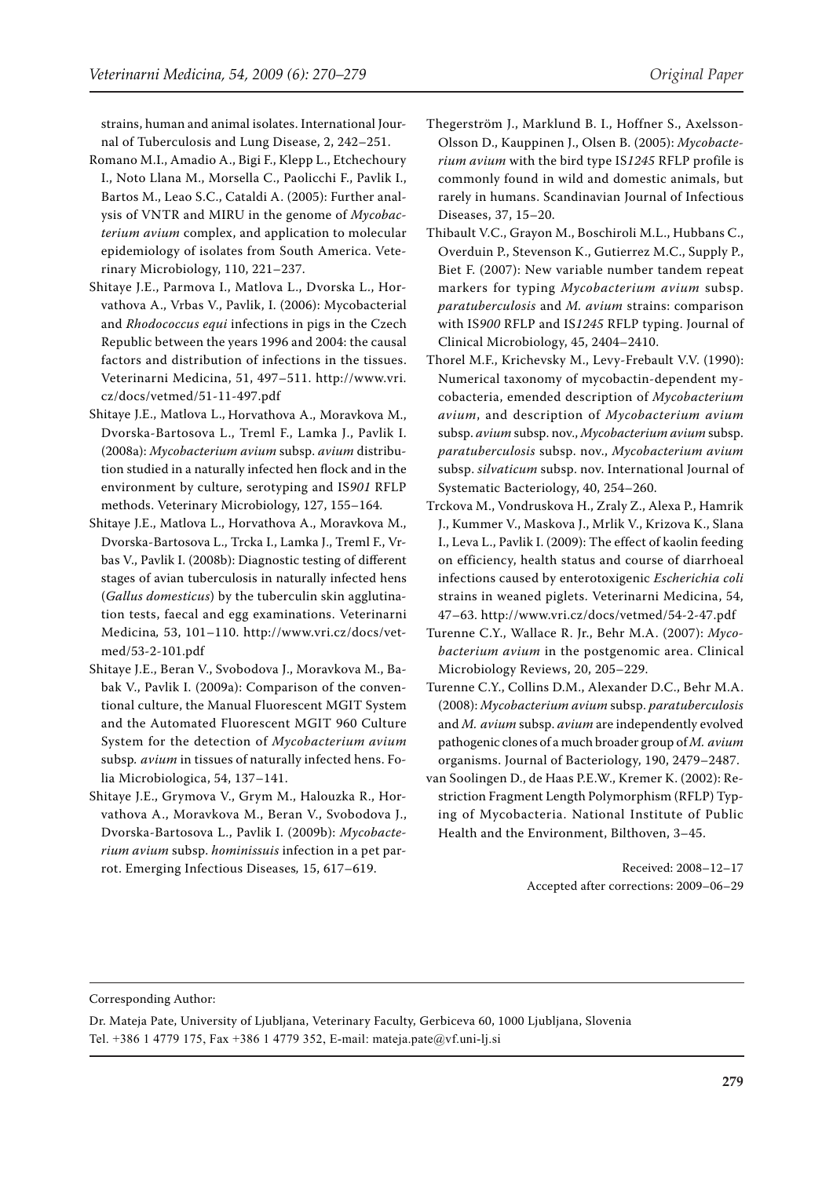strains, human and animal isolates. International Journal of Tuberculosis and Lung Disease, 2, 242–251.

Romano M.I., Amadio A., Bigi F., Klepp L., Etchechoury I., Noto Llana M., Morsella C., Paolicchi F., Pavlik I., Bartos M., Leao S.C., Cataldi A. (2005): Further analysis of VNTR and MIRU in the genome of *Mycobacterium avium* complex, and application to molecular epidemiology of isolates from South America. Veterinary Microbiology, 110, 221–237.

Shitaye J.E., Parmova I., Matlova L., Dvorska L., Horvathova A., Vrbas V., Pavlik, I. (2006): Mycobacterial and *Rhodococcus equi* infections in pigs in the Czech Republic between the years 1996 and 2004: the causal factors and distribution of infections in the tissues. Veterinarni Medicina, 51, 497–511. http://www.vri.cz/docs/vetmed/51-11-497.pdf

Shitaye J.E., Matlova L., Horvathova A., Moravkova M., Dvorska-Bartosova L., Treml F., Lamka J., Pavlik I. (2008a): *Mycobacterium avium* subsp. *avium* distribution studied in a naturally infected hen flock and in the environment by culture, serotyping and IS*901* RFLP methods. Veterinary Microbiology, 127, 155–164.

Shitaye J.E., Matlova L., Horvathova A., Moravkova M., Dvorska-Bartosova L., Trcka I., Lamka J., Treml F., Vrbas V., Pavlik I. (2008b): Diagnostic testing of different stages of avian tuberculosis in naturally infected hens (*Gallus domesticus*) by the tuberculin skin agglutination tests, faecal and egg examinations. Veterinarni Medicina*,* 53, 101–110. http://www.vri.cz/docs/vetmed/53-2-101.pdf

Shitaye J.E., Beran V., Svobodova J., Moravkova M., Babak V., Pavlik I. (2009a): Comparison of the conventional culture, the Manual Fluorescent MGIT System and the Automated Fluorescent MGIT 960 Culture System for the detection of *Mycobacterium avium* subsp*. avium* in tissues of naturally infected hens. Folia Microbiologica, 54, 137–141.

Shitaye J.E., Grymova V., Grym M., Halouzka R., Horvathova A., Moravkova M., Beran V., Svobodova J., Dvorska-Bartosova L., Pavlik I. (2009b): *Mycobacterium avium* subsp. *hominissuis* infection in a pet parrot. Emerging Infectious Diseases*,* 15, 617–619.

Thegerström J., Marklund B. I., Hoffner S., Axelsson-Olsson D., Kauppinen J., Olsen B. (2005): *Mycobacterium avium* with the bird type IS*1245* RFLP profile is commonly found in wild and domestic animals, but rarely in humans. Scandinavian Journal of Infectious Diseases, 37, 15–20.

Thibault V.C., Grayon M., Boschiroli M.L., Hubbans C., Overduin P., Stevenson K., Gutierrez M.C., Supply P., Biet F. (2007): New variable number tandem repeat markers for typing *Mycobacterium avium* subsp. *paratuberculosis* and *M. avium* strains: comparison with IS*900* RFLP and IS*1245* RFLP typing. Journal of Clinical Microbiology, 45, 2404–2410.

Thorel M.F., Krichevsky M., Levy-Frebault V.V. (1990): Numerical taxonomy of mycobactin-dependent mycobacteria, emended description of *Mycobacterium avium*, and description of *Mycobacterium avium* subsp. *avium* subsp. nov., *Mycobacterium avium* subsp. *paratuberculosis* subsp. nov., *Mycobacterium avium* subsp. *silvaticum* subsp. nov. International Journal of Systematic Bacteriology, 40, 254–260.

Trckova M., Vondruskova H., Zraly Z., Alexa P., Hamrik J., Kummer V., Maskova J., Mrlik V., Krizova K., Slana I., Leva L., Pavlik I. (2009): The effect of kaolin feeding on efficiency, health status and course of diarrhoeal infections caused by enterotoxigenic *Escherichia coli* strains in weaned piglets. Veterinarni Medicina, 54, 47–63. http://www.vri.cz/docs/vetmed/54-2-47.pdf

Turenne C.Y., Wallace R. Jr., Behr M.A. (2007): *Mycobacterium avium* in the postgenomic area. Clinical Microbiology Reviews, 20, 205–229.

Turenne C.Y., Collins D.M., Alexander D.C., Behr M.A. (2008): *Mycobacterium avium* subsp. *paratuberculosis* and *M. avium* subsp. *avium* are independently evolved pathogenic clones of a much broader group of *M. avium* organisms. Journal of Bacteriology, 190, 2479–2487.

van Soolingen D., de Haas P.E.W., Kremer K. (2002): Restriction Fragment Length Polymorphism (RFLP) Typing of Mycobacteria. National Institute of Public Health and the Environment, Bilthoven, 3–45.

Received: 2008–12–17
Accepted after corrections: 2009–06–29

Corresponding Author:

Dr. Mateja Pate, University of Ljubljana, Veterinary Faculty, Gerbiceva 60, 1000 Ljubljana, Slovenia
Tel. +386 1 4779 175, Fax +386 1 4779 352, E-mail: mateja.pate@vf.uni-lj.si